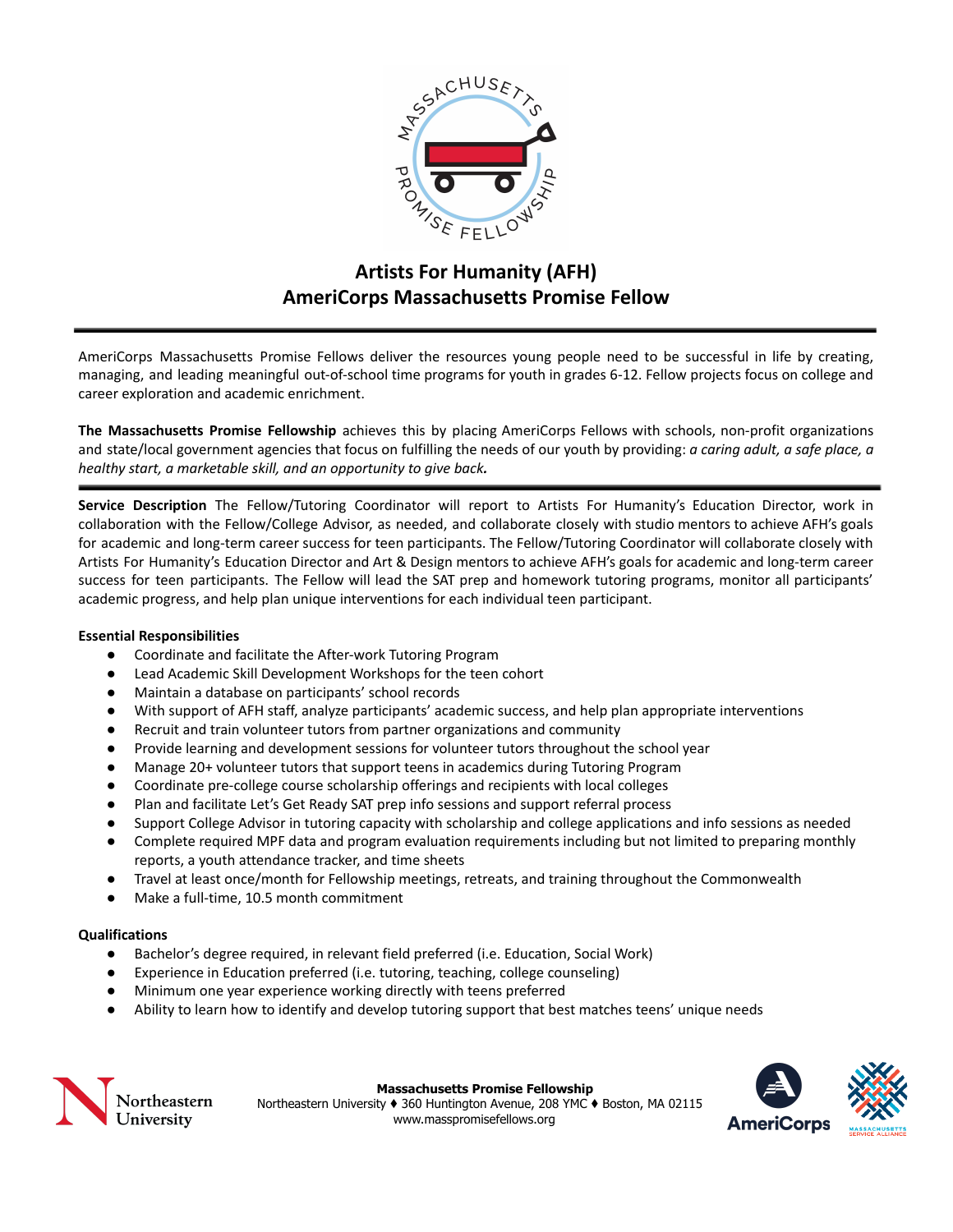# Artists For Humanity (AFH)
# AmeriCorps Massachusetts Promise Fellow

AmeriCorps Massachusetts Promise Fellows deliver the resources young people need to be successful in life by creating, managing, and leading meaningful out-of-school time programs for youth in grades 6-12. Fellow projects focus on college and career exploration and academic enrichment.

**The Massachusetts Promise Fellowship** achieves this by placing AmeriCorps Fellows with schools, non-profit organizations and state/local government agencies that focus on fulfilling the needs of our youth by providing: *a caring adult, a safe place, a healthy start, a marketable skill, and an opportunity to give back.*

**Service Description** The Fellow/Tutoring Coordinator will report to Artists For Humanity's Education Director, work in collaboration with the Fellow/College Advisor, as needed, and collaborate closely with studio mentors to achieve AFH's goals for academic and long-term career success for teen participants. The Fellow/Tutoring Coordinator will collaborate closely with Artists For Humanity's Education Director and Art & Design mentors to achieve AFH's goals for academic and long-term career success for teen participants. The Fellow will lead the SAT prep and homework tutoring programs, monitor all participants' academic progress, and help plan unique interventions for each individual teen participant.

**Essential Responsibilities**

- Coordinate and facilitate the After-work Tutoring Program
- Lead Academic Skill Development Workshops for the teen cohort
- Maintain a database on participants' school records
- With support of AFH staff, analyze participants' academic success, and help plan appropriate interventions
- Recruit and train volunteer tutors from partner organizations and community
- Provide learning and development sessions for volunteer tutors throughout the school year
- Manage 20+ volunteer tutors that support teens in academics during Tutoring Program
- Coordinate pre-college course scholarship offerings and recipients with local colleges
- Plan and facilitate Let's Get Ready SAT prep info sessions and support referral process
- Support College Advisor in tutoring capacity with scholarship and college applications and info sessions as needed
- Complete required MPF data and program evaluation requirements including but not limited to preparing monthly reports, a youth attendance tracker, and time sheets
- Travel at least once/month for Fellowship meetings, retreats, and training throughout the Commonwealth
- Make a full-time, 10.5 month commitment

**Qualifications**

- Bachelor's degree required, in relevant field preferred (i.e. Education, Social Work)
- Experience in Education preferred (i.e. tutoring, teaching, college counseling)
- Minimum one year experience working directly with teens preferred
- Ability to learn how to identify and develop tutoring support that best matches teens' unique needs

**Massachusetts Promise Fellowship**
Northeastern University ♦ 360 Huntington Avenue, 208 YMC ♦ Boston, MA 02115
www.masspromisefellows.org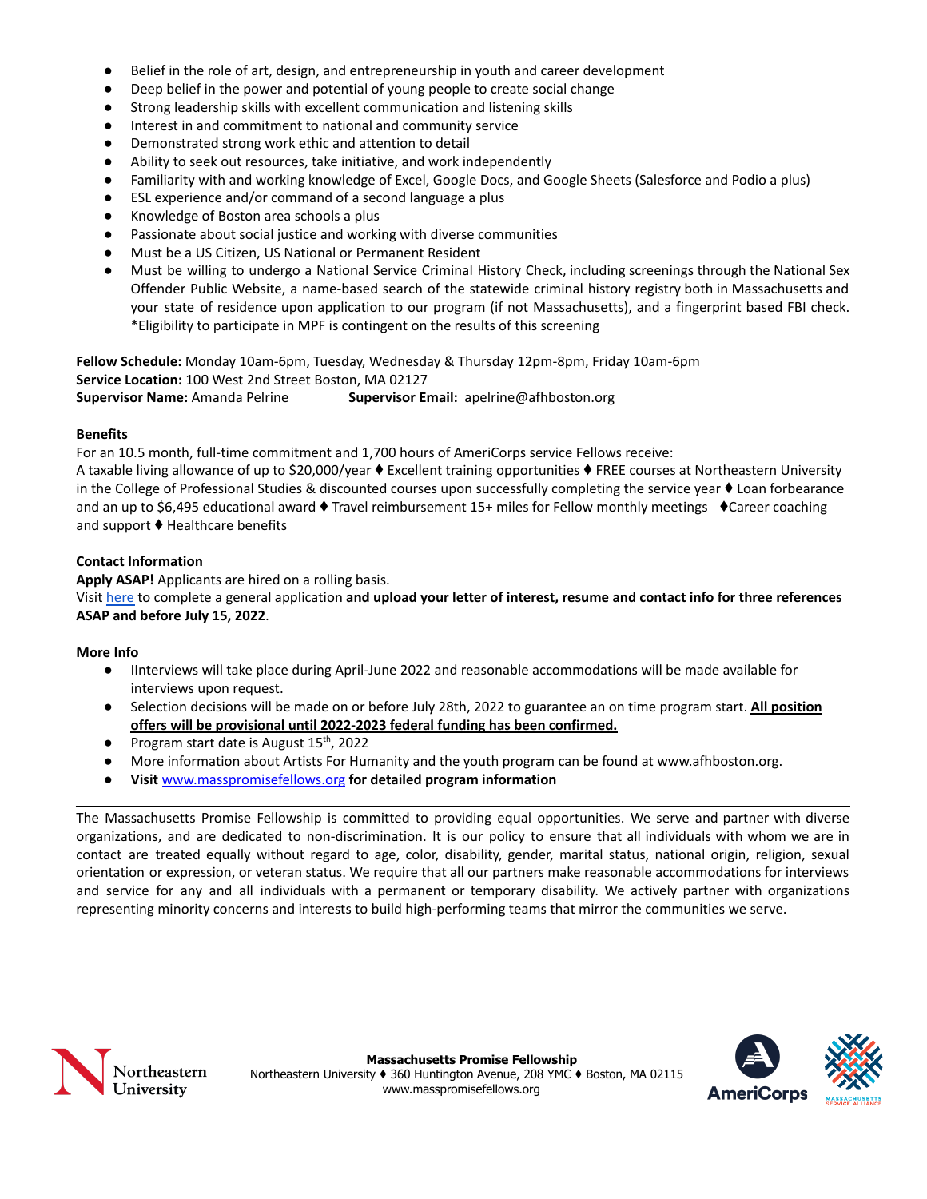- Belief in the role of art, design, and entrepreneurship in youth and career development
- Deep belief in the power and potential of young people to create social change
- Strong leadership skills with excellent communication and listening skills
- Interest in and commitment to national and community service
- Demonstrated strong work ethic and attention to detail
- Ability to seek out resources, take initiative, and work independently
- Familiarity with and working knowledge of Excel, Google Docs, and Google Sheets (Salesforce and Podio a plus)
- ESL experience and/or command of a second language a plus
- Knowledge of Boston area schools a plus
- Passionate about social justice and working with diverse communities
- Must be a US Citizen, US National or Permanent Resident
- Must be willing to undergo a National Service Criminal History Check, including screenings through the National Sex Offender Public Website, a name-based search of the statewide criminal history registry both in Massachusetts and your state of residence upon application to our program (if not Massachusetts), and a fingerprint based FBI check. *Eligibility to participate in MPF is contingent on the results of this screening

**Fellow Schedule:** Monday 10am-6pm, Tuesday, Wednesday & Thursday 12pm-8pm, Friday 10am-6pm
**Service Location:** 100 West 2nd Street Boston, MA 02127
**Supervisor Name:** Amanda Pelrine **Supervisor Email:** apelrine@afhboston.org

**Benefits**

For an 10.5 month, full-time commitment and 1,700 hours of AmeriCorps service Fellows receive:
A taxable living allowance of up to $20,000/year ♦ Excellent training opportunities ♦ FREE courses at Northeastern University in the College of Professional Studies & discounted courses upon successfully completing the service year ♦ Loan forbearance and an up to $6,495 educational award ♦ Travel reimbursement 15+ miles for Fellow monthly meetings ♦Career coaching and support ♦ Healthcare benefits

**Contact Information**

**Apply ASAP!** Applicants are hired on a rolling basis.
Visit here to complete a general application **and upload your letter of interest, resume and contact info for three references ASAP and before July 15, 2022**.

**More Info**

- IInterviews will take place during April-June 2022 and reasonable accommodations will be made available for interviews upon request.
- Selection decisions will be made on or before July 28th, 2022 to guarantee an on time program start. **<u>All position offers will be provisional until 2022-2023 federal funding has been confirmed.</u>**
- Program start date is August 15th, 2022
- More information about Artists For Humanity and the youth program can be found at www.afhboston.org.
- **Visit www.masspromisefellows.org for detailed program information**

---

The Massachusetts Promise Fellowship is committed to providing equal opportunities. We serve and partner with diverse organizations, and are dedicated to non-discrimination. It is our policy to ensure that all individuals with whom we are in contact are treated equally without regard to age, color, disability, gender, marital status, national origin, religion, sexual orientation or expression, or veteran status. We require that all our partners make reasonable accommodations for interviews and service for any and all individuals with a permanent or temporary disability. We actively partner with organizations representing minority concerns and interests to build high-performing teams that mirror the communities we serve.

**Massachusetts Promise Fellowship**
Northeastern University ♦ 360 Huntington Avenue, 208 YMC ♦ Boston, MA 02115
www.masspromisefellows.org